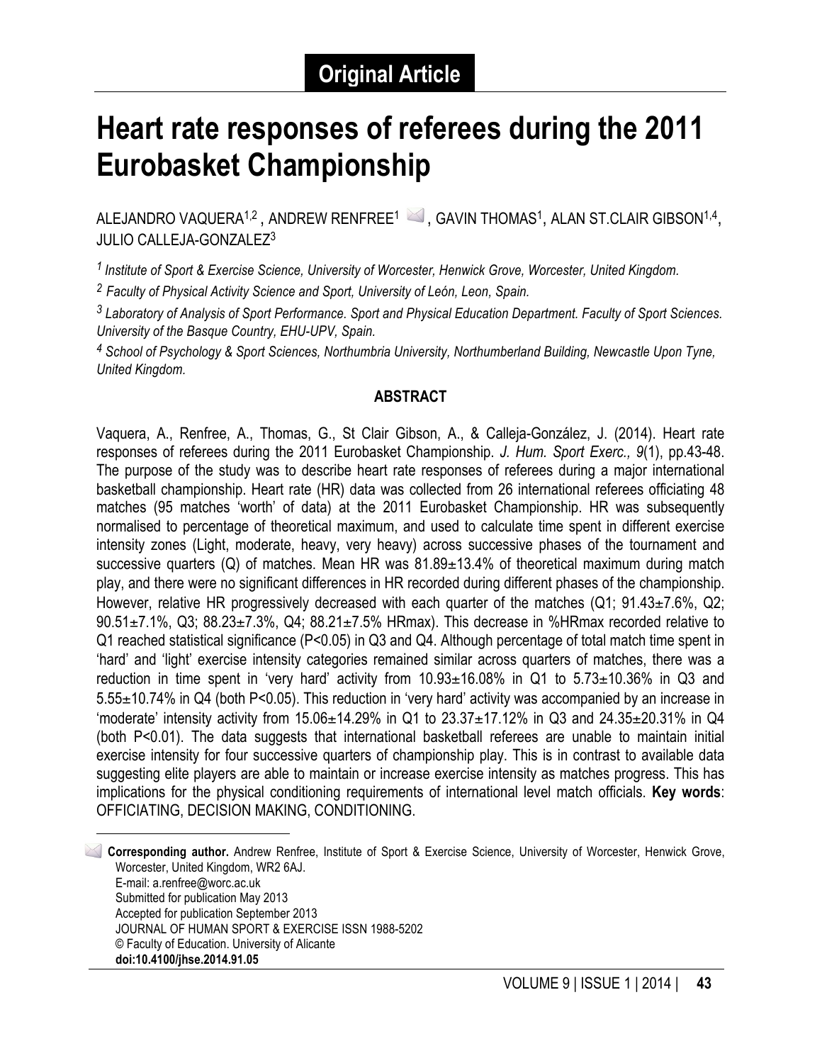**Original Article**

# Heart rate responses of referees during the 2011 Eurobasket Championship

ALEJANDRO VAQUERA[1,2] , ANDREW RENFREE[1] , GAVIN THOMAS[1], ALAN ST.CLAIR GIBSON[1,4], JULIO CALLEJA-GONZALEZ[3]

*[1] Institute of Sport & Exercise Science, University of Worcester, Henwick Grove, Worcester, United Kingdom.*

*[2] Faculty of Physical Activity Science and Sport, University of León, Leon, Spain.*

*[3] Laboratory of Analysis of Sport Performance. Sport and Physical Education Department. Faculty of Sport Sciences. University of the Basque Country, EHU-UPV, Spain.*

*[4] School of Psychology & Sport Sciences, Northumbria University, Northumberland Building, Newcastle Upon Tyne, United Kingdom.*

## ABSTRACT

Vaquera, A., Renfree, A., Thomas, G., St Clair Gibson, A., & Calleja-González, J. (2014). Heart rate responses of referees during the 2011 Eurobasket Championship. *J. Hum. Sport Exerc., 9*(1), pp.43-48. The purpose of the study was to describe heart rate responses of referees during a major international basketball championship. Heart rate (HR) data was collected from 26 international referees officiating 48 matches (95 matches 'worth' of data) at the 2011 Eurobasket Championship. HR was subsequently normalised to percentage of theoretical maximum, and used to calculate time spent in different exercise intensity zones (Light, moderate, heavy, very heavy) across successive phases of the tournament and successive quarters (Q) of matches. Mean HR was 81.89±13.4% of theoretical maximum during match play, and there were no significant differences in HR recorded during different phases of the championship. However, relative HR progressively decreased with each quarter of the matches (Q1; 91.43±7.6%, Q2; 90.51±7.1%, Q3; 88.23±7.3%, Q4; 88.21±7.5% HRmax). This decrease in %HRmax recorded relative to Q1 reached statistical significance ($P<0.05$) in Q3 and Q4. Although percentage of total match time spent in 'hard' and 'light' exercise intensity categories remained similar across quarters of matches, there was a reduction in time spent in 'very hard' activity from 10.93±16.08% in Q1 to 5.73±10.36% in Q3 and 5.55±10.74% in Q4 (both $P<0.05$). This reduction in 'very hard' activity was accompanied by an increase in 'moderate' intensity activity from 15.06±14.29% in Q1 to 23.37±17.12% in Q3 and 24.35±20.31% in Q4 (both $P<0.01$). The data suggests that international basketball referees are unable to maintain initial exercise intensity for four successive quarters of championship play. This is in contrast to available data suggesting elite players are able to maintain or increase exercise intensity as matches progress. This has implications for the physical conditioning requirements of international level match officials. **Key words**: OFFICIATING, DECISION MAKING, CONDITIONING.

---

**Corresponding author.** Andrew Renfree, Institute of Sport & Exercise Science, University of Worcester, Henwick Grove, Worcester, United Kingdom, WR2 6AJ.
E-mail: a.renfree@worc.ac.uk
Submitted for publication May 2013
Accepted for publication September 2013
JOURNAL OF HUMAN SPORT & EXERCISE ISSN 1988-5202
© Faculty of Education. University of Alicante
**doi:10.4100/jhse.2014.91.05**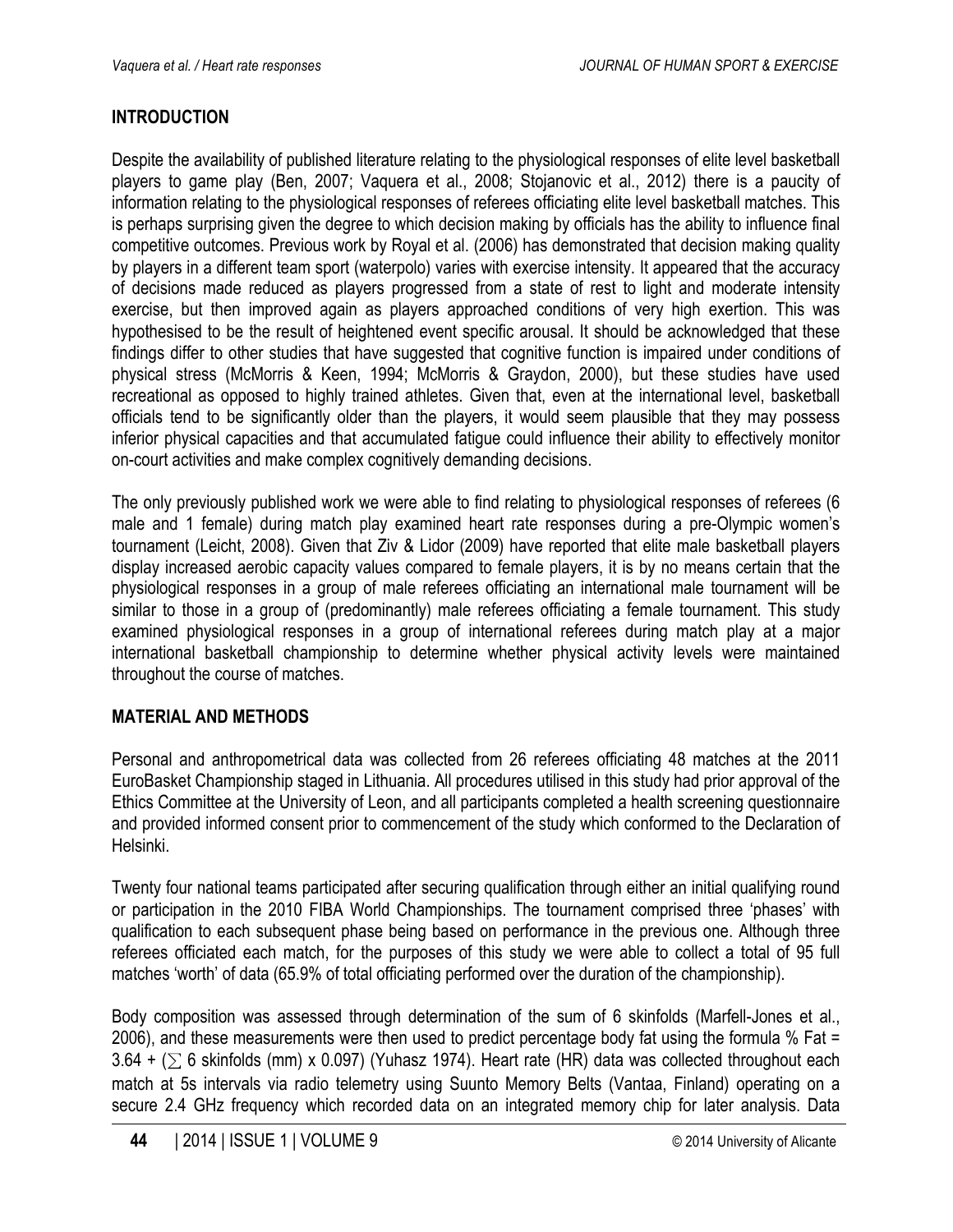## INTRODUCTION

Despite the availability of published literature relating to the physiological responses of elite level basketball players to game play (Ben, 2007; Vaquera et al., 2008; Stojanovic et al., 2012) there is a paucity of information relating to the physiological responses of referees officiating elite level basketball matches. This is perhaps surprising given the degree to which decision making by officials has the ability to influence final competitive outcomes. Previous work by Royal et al. (2006) has demonstrated that decision making quality by players in a different team sport (waterpolo) varies with exercise intensity. It appeared that the accuracy of decisions made reduced as players progressed from a state of rest to light and moderate intensity exercise, but then improved again as players approached conditions of very high exertion. This was hypothesised to be the result of heightened event specific arousal. It should be acknowledged that these findings differ to other studies that have suggested that cognitive function is impaired under conditions of physical stress (McMorris & Keen, 1994; McMorris & Graydon, 2000), but these studies have used recreational as opposed to highly trained athletes. Given that, even at the international level, basketball officials tend to be significantly older than the players, it would seem plausible that they may possess inferior physical capacities and that accumulated fatigue could influence their ability to effectively monitor on-court activities and make complex cognitively demanding decisions.

The only previously published work we were able to find relating to physiological responses of referees (6 male and 1 female) during match play examined heart rate responses during a pre-Olympic women's tournament (Leicht, 2008). Given that Ziv & Lidor (2009) have reported that elite male basketball players display increased aerobic capacity values compared to female players, it is by no means certain that the physiological responses in a group of male referees officiating an international male tournament will be similar to those in a group of (predominantly) male referees officiating a female tournament. This study examined physiological responses in a group of international referees during match play at a major international basketball championship to determine whether physical activity levels were maintained throughout the course of matches.

## MATERIAL AND METHODS

Personal and anthropometrical data was collected from 26 referees officiating 48 matches at the 2011 EuroBasket Championship staged in Lithuania. All procedures utilised in this study had prior approval of the Ethics Committee at the University of Leon, and all participants completed a health screening questionnaire and provided informed consent prior to commencement of the study which conformed to the Declaration of Helsinki.

Twenty four national teams participated after securing qualification through either an initial qualifying round or participation in the 2010 FIBA World Championships. The tournament comprised three 'phases' with qualification to each subsequent phase being based on performance in the previous one. Although three referees officiated each match, for the purposes of this study we were able to collect a total of 95 full matches 'worth' of data (65.9% of total officiating performed over the duration of the championship).

Body composition was assessed through determination of the sum of 6 skinfolds (Marfell-Jones et al., 2006), and these measurements were then used to predict percentage body fat using the formula % Fat = $3.64 + (\sum 6 \text{ skinfolds (mm)} \times 0.097)$ (Yuhasz 1974). Heart rate (HR) data was collected throughout each match at 5s intervals via radio telemetry using Suunto Memory Belts (Vantaa, Finland) operating on a secure 2.4 GHz frequency which recorded data on an integrated memory chip for later analysis. Data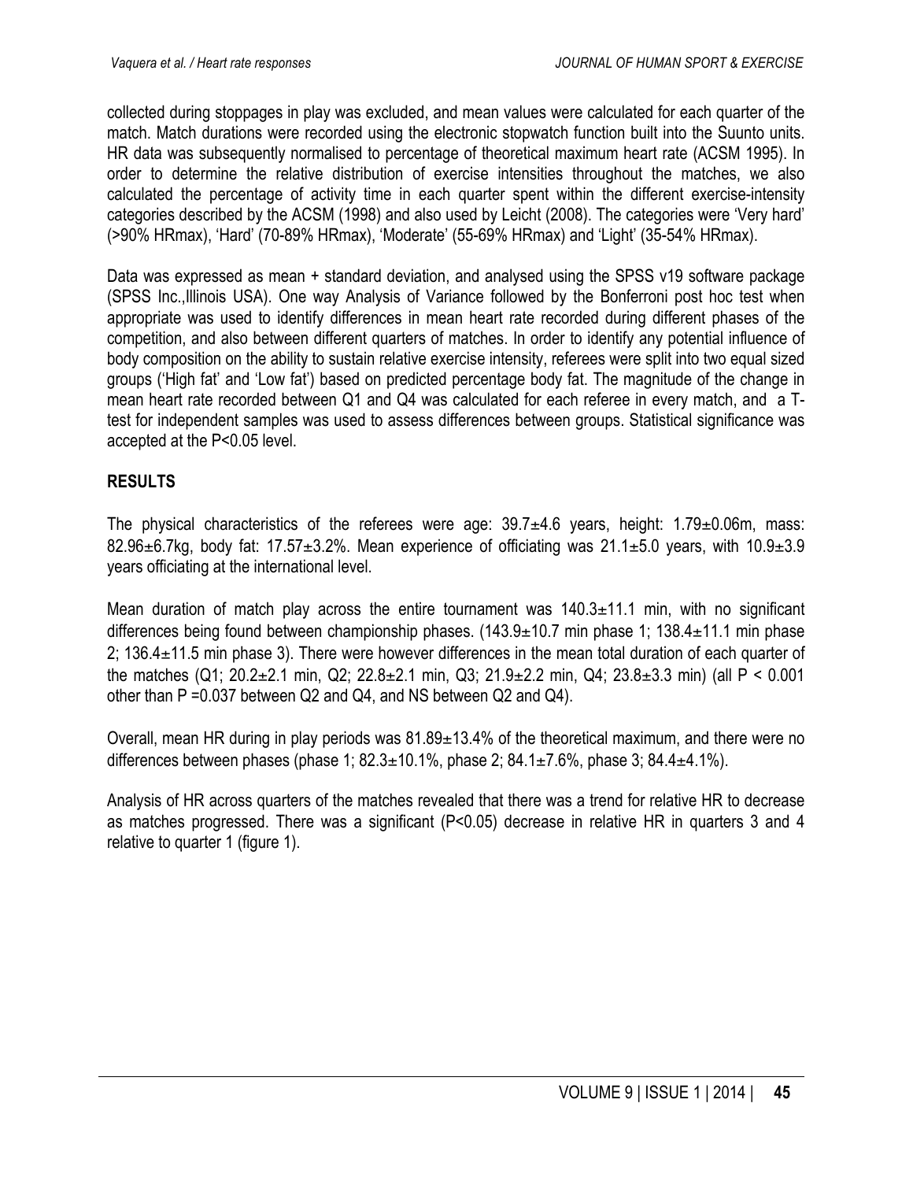collected during stoppages in play was excluded, and mean values were calculated for each quarter of the match. Match durations were recorded using the electronic stopwatch function built into the Suunto units. HR data was subsequently normalised to percentage of theoretical maximum heart rate (ACSM 1995). In order to determine the relative distribution of exercise intensities throughout the matches, we also calculated the percentage of activity time in each quarter spent within the different exercise-intensity categories described by the ACSM (1998) and also used by Leicht (2008). The categories were 'Very hard' (>90% HRmax), 'Hard' (70-89% HRmax), 'Moderate' (55-69% HRmax) and 'Light' (35-54% HRmax).

Data was expressed as mean + standard deviation, and analysed using the SPSS v19 software package (SPSS Inc.,Illinois USA). One way Analysis of Variance followed by the Bonferroni post hoc test when appropriate was used to identify differences in mean heart rate recorded during different phases of the competition, and also between different quarters of matches. In order to identify any potential influence of body composition on the ability to sustain relative exercise intensity, referees were split into two equal sized groups ('High fat' and 'Low fat') based on predicted percentage body fat. The magnitude of the change in mean heart rate recorded between Q1 and Q4 was calculated for each referee in every match, and a T-test for independent samples was used to assess differences between groups. Statistical significance was accepted at the $P<0.05$ level.

## RESULTS

The physical characteristics of the referees were age: 39.7±4.6 years, height: 1.79±0.06m, mass: 82.96±6.7kg, body fat: 17.57±3.2%. Mean experience of officiating was 21.1±5.0 years, with 10.9±3.9 years officiating at the international level.

Mean duration of match play across the entire tournament was 140.3±11.1 min, with no significant differences being found between championship phases. (143.9±10.7 min phase 1; 138.4±11.1 min phase 2; 136.4±11.5 min phase 3). There were however differences in the mean total duration of each quarter of the matches (Q1; 20.2±2.1 min, Q2; 22.8±2.1 min, Q3; 21.9±2.2 min, Q4; 23.8±3.3 min) (all $P < 0.001$ other than $P = 0.037$ between Q2 and Q4, and NS between Q2 and Q4).

Overall, mean HR during in play periods was 81.89±13.4% of the theoretical maximum, and there were no differences between phases (phase 1; 82.3±10.1%, phase 2; 84.1±7.6%, phase 3; 84.4±4.1%).

Analysis of HR across quarters of the matches revealed that there was a trend for relative HR to decrease as matches progressed. There was a significant ($P<0.05$) decrease in relative HR in quarters 3 and 4 relative to quarter 1 (figure 1).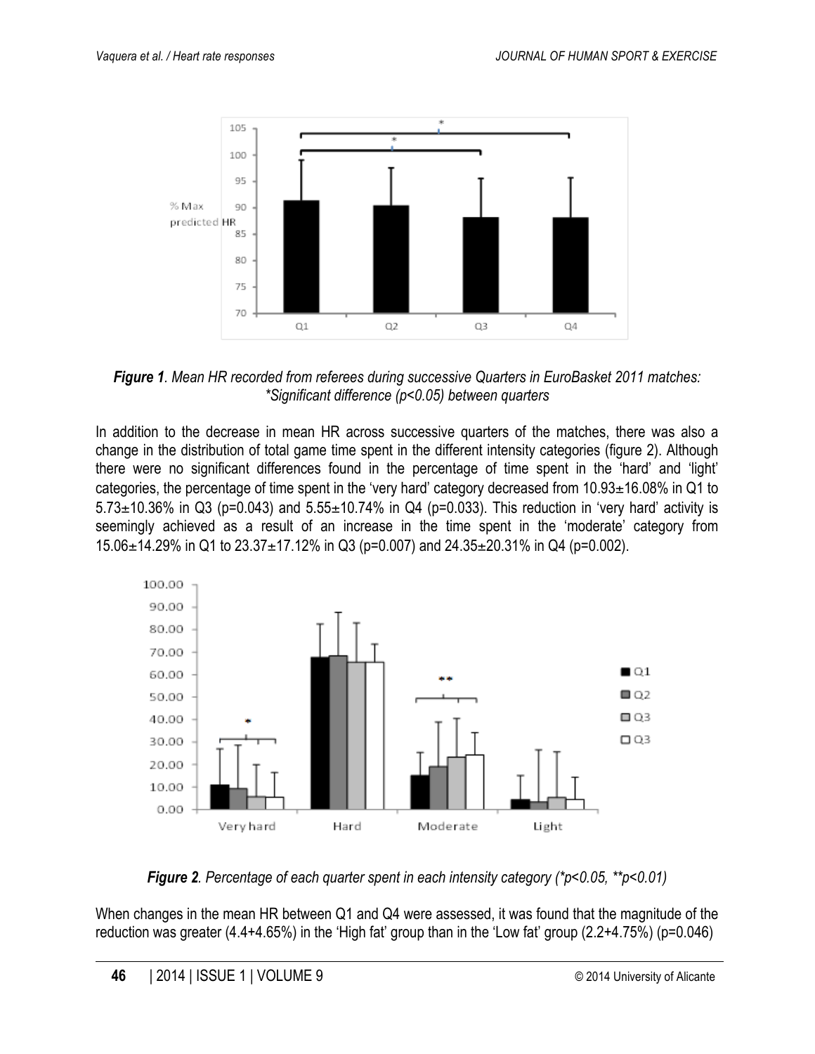*Figure 1. Mean HR recorded from referees during successive Quarters in EuroBasket 2011 matches: *Significant difference ($p<0.05$) between quarters*

In addition to the decrease in mean HR across successive quarters of the matches, there was also a change in the distribution of total game time spent in the different intensity categories (figure 2). Although there were no significant differences found in the percentage of time spent in the 'hard' and 'light' categories, the percentage of time spent in the 'very hard' category decreased from 10.93±16.08% in Q1 to 5.73±10.36% in Q3 (p=0.043) and 5.55±10.74% in Q4 (p=0.033). This reduction in 'very hard' activity is seemingly achieved as a result of an increase in the time spent in the 'moderate' category from 15.06±14.29% in Q1 to 23.37±17.12% in Q3 (p=0.007) and 24.35±20.31% in Q4 (p=0.002).

*Figure 2. Percentage of each quarter spent in each intensity category (*$p<0.05$, **$p<0.01$)*

When changes in the mean HR between Q1 and Q4 were assessed, it was found that the magnitude of the reduction was greater (4.4+4.65%) in the 'High fat' group than in the 'Low fat' group (2.2+4.75%) (p=0.046)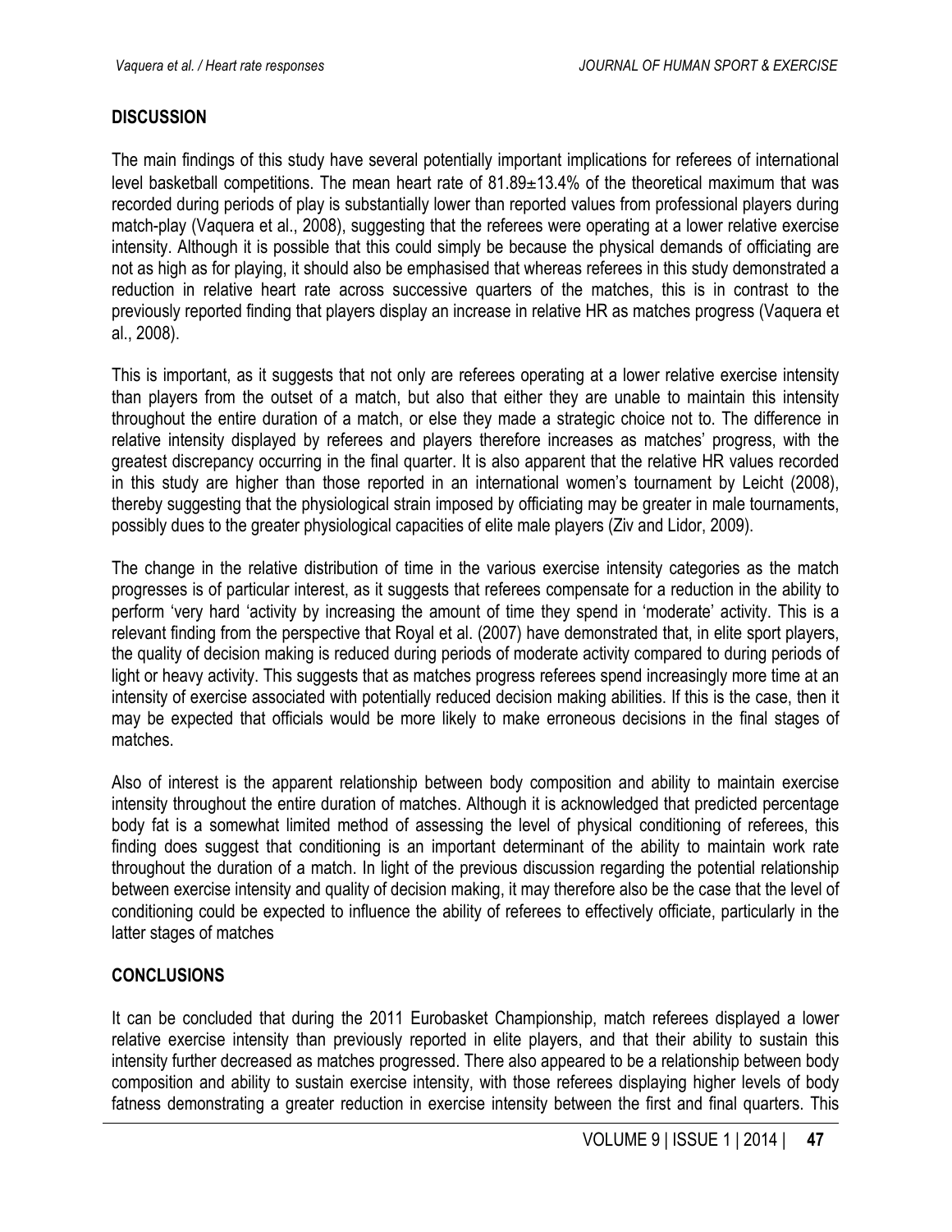## DISCUSSION

The main findings of this study have several potentially important implications for referees of international level basketball competitions. The mean heart rate of 81.89±13.4% of the theoretical maximum that was recorded during periods of play is substantially lower than reported values from professional players during match-play (Vaquera et al., 2008), suggesting that the referees were operating at a lower relative exercise intensity. Although it is possible that this could simply be because the physical demands of officiating are not as high as for playing, it should also be emphasised that whereas referees in this study demonstrated a reduction in relative heart rate across successive quarters of the matches, this is in contrast to the previously reported finding that players display an increase in relative HR as matches progress (Vaquera et al., 2008).

This is important, as it suggests that not only are referees operating at a lower relative exercise intensity than players from the outset of a match, but also that either they are unable to maintain this intensity throughout the entire duration of a match, or else they made a strategic choice not to. The difference in relative intensity displayed by referees and players therefore increases as matches' progress, with the greatest discrepancy occurring in the final quarter. It is also apparent that the relative HR values recorded in this study are higher than those reported in an international women's tournament by Leicht (2008), thereby suggesting that the physiological strain imposed by officiating may be greater in male tournaments, possibly dues to the greater physiological capacities of elite male players (Ziv and Lidor, 2009).

The change in the relative distribution of time in the various exercise intensity categories as the match progresses is of particular interest, as it suggests that referees compensate for a reduction in the ability to perform 'very hard 'activity by increasing the amount of time they spend in 'moderate' activity. This is a relevant finding from the perspective that Royal et al. (2007) have demonstrated that, in elite sport players, the quality of decision making is reduced during periods of moderate activity compared to during periods of light or heavy activity. This suggests that as matches progress referees spend increasingly more time at an intensity of exercise associated with potentially reduced decision making abilities. If this is the case, then it may be expected that officials would be more likely to make erroneous decisions in the final stages of matches.

Also of interest is the apparent relationship between body composition and ability to maintain exercise intensity throughout the entire duration of matches. Although it is acknowledged that predicted percentage body fat is a somewhat limited method of assessing the level of physical conditioning of referees, this finding does suggest that conditioning is an important determinant of the ability to maintain work rate throughout the duration of a match. In light of the previous discussion regarding the potential relationship between exercise intensity and quality of decision making, it may therefore also be the case that the level of conditioning could be expected to influence the ability of referees to effectively officiate, particularly in the latter stages of matches

## CONCLUSIONS

It can be concluded that during the 2011 Eurobasket Championship, match referees displayed a lower relative exercise intensity than previously reported in elite players, and that their ability to sustain this intensity further decreased as matches progressed. There also appeared to be a relationship between body composition and ability to sustain exercise intensity, with those referees displaying higher levels of body fatness demonstrating a greater reduction in exercise intensity between the first and final quarters. This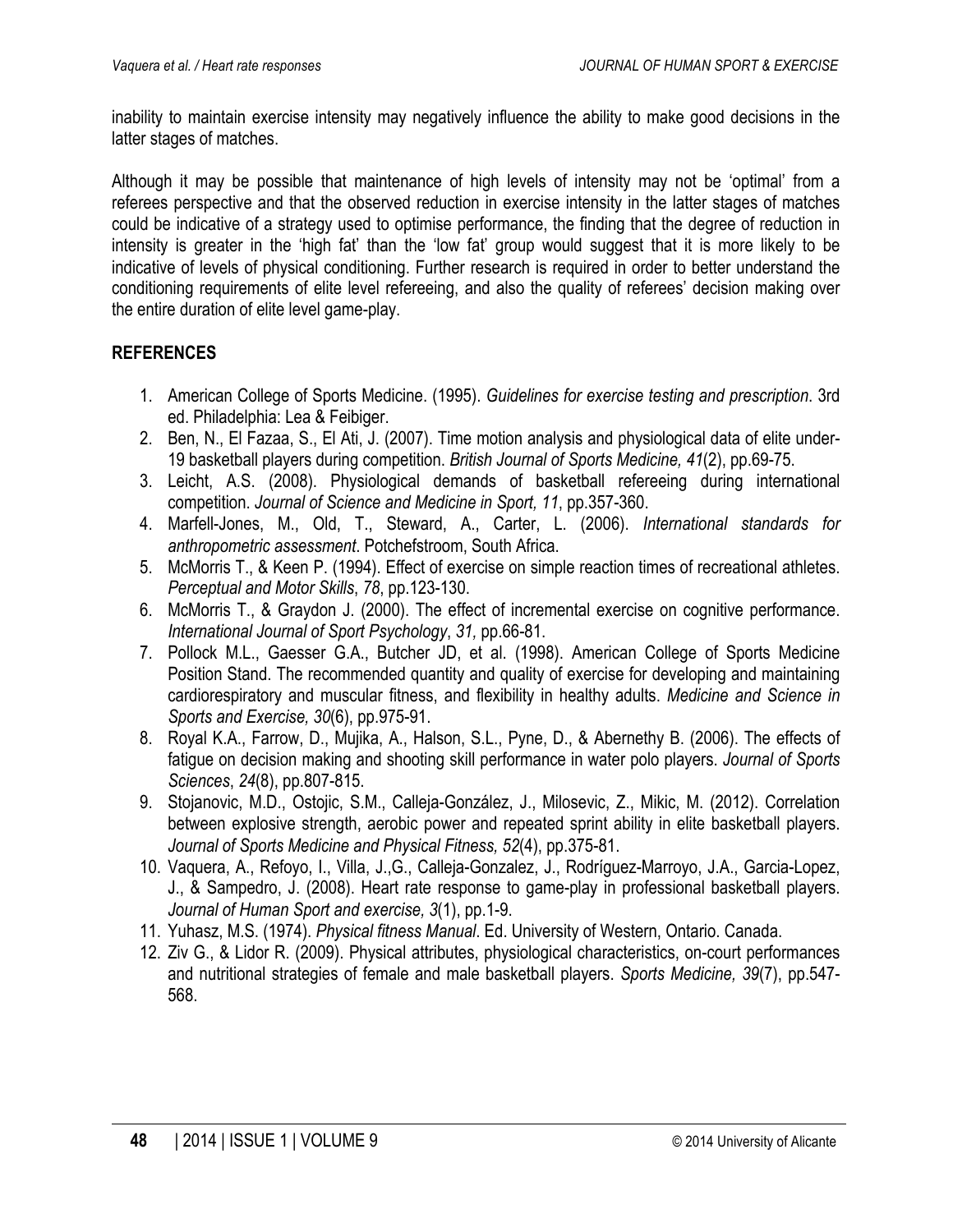inability to maintain exercise intensity may negatively influence the ability to make good decisions in the latter stages of matches.

Although it may be possible that maintenance of high levels of intensity may not be 'optimal' from a referees perspective and that the observed reduction in exercise intensity in the latter stages of matches could be indicative of a strategy used to optimise performance, the finding that the degree of reduction in intensity is greater in the 'high fat' than the 'low fat' group would suggest that it is more likely to be indicative of levels of physical conditioning. Further research is required in order to better understand the conditioning requirements of elite level refereeing, and also the quality of referees' decision making over the entire duration of elite level game-play.

## REFERENCES

1. American College of Sports Medicine. (1995). *Guidelines for exercise testing and prescription*. 3rd ed. Philadelphia: Lea & Feibiger.
2. Ben, N., El Fazaa, S., El Ati, J. (2007). Time motion analysis and physiological data of elite under-19 basketball players during competition. *British Journal of Sports Medicine, 41*(2), pp.69-75.
3. Leicht, A.S. (2008). Physiological demands of basketball refereeing during international competition. *Journal of Science and Medicine in Sport, 11*, pp.357-360.
4. Marfell-Jones, M., Old, T., Steward, A., Carter, L. (2006). *International standards for anthropometric assessment*. Potchefstroom, South Africa.
5. McMorris T., & Keen P. (1994). Effect of exercise on simple reaction times of recreational athletes. *Perceptual and Motor Skills*, *78*, pp.123-130.
6. McMorris T., & Graydon J. (2000). The effect of incremental exercise on cognitive performance. *International Journal of Sport Psychology*, *31,* pp.66-81.
7. Pollock M.L., Gaesser G.A., Butcher JD, et al. (1998). American College of Sports Medicine Position Stand. The recommended quantity and quality of exercise for developing and maintaining cardiorespiratory and muscular fitness, and flexibility in healthy adults. *Medicine and Science in Sports and Exercise, 30*(6), pp.975-91.
8. Royal K.A., Farrow, D., Mujika, A., Halson, S.L., Pyne, D., & Abernethy B. (2006). The effects of fatigue on decision making and shooting skill performance in water polo players. *Journal of Sports Sciences*, *24*(8), pp.807-815.
9. Stojanovic, M.D., Ostojic, S.M., Calleja-González, J., Milosevic, Z., Mikic, M. (2012). Correlation between explosive strength, aerobic power and repeated sprint ability in elite basketball players. *Journal of Sports Medicine and Physical Fitness, 52*(4), pp.375-81.
10. Vaquera, A., Refoyo, I., Villa, J.,G., Calleja-Gonzalez, J., Rodríguez-Marroyo, J.A., Garcia-Lopez, J., & Sampedro, J. (2008). Heart rate response to game-play in professional basketball players. *Journal of Human Sport and exercise, 3*(1), pp.1-9.
11. Yuhasz, M.S. (1974). *Physical fitness Manual*. Ed. University of Western, Ontario. Canada.
12. Ziv G., & Lidor R. (2009). Physical attributes, physiological characteristics, on-court performances and nutritional strategies of female and male basketball players. *Sports Medicine, 39*(7), pp.547-568.